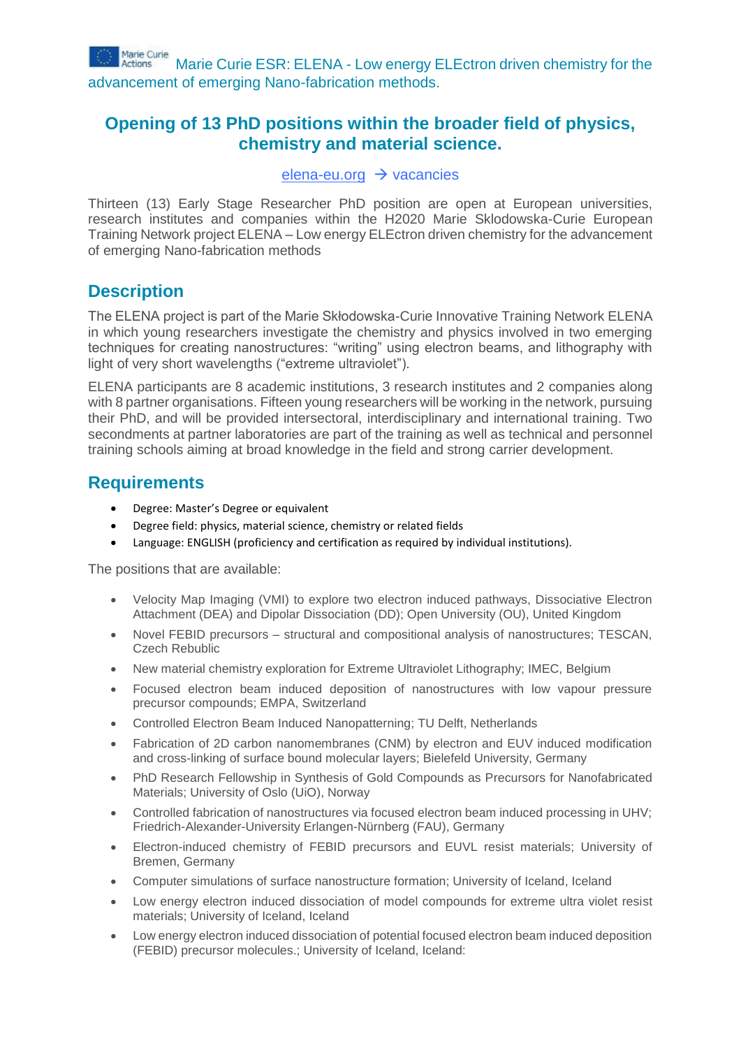Marie Curie Actions Marie Curie ESR: ELENA - Low energy ELEctron driven chemistry for the advancement of emerging Nano-fabrication methods.

# Opening of 13 PhD positions within the broader field of physics, chemistry and material science.

elena-eu.org → vacancies

Thirteen (13) Early Stage Researcher PhD position are open at European universities, research institutes and companies within the H2020 Marie Sklodowska-Curie European Training Network project ELENA – Low energy ELEctron driven chemistry for the advancement of emerging Nano-fabrication methods

## Description

The ELENA project is part of the Marie Skłodowska-Curie Innovative Training Network ELENA in which young researchers investigate the chemistry and physics involved in two emerging techniques for creating nanostructures: "writing" using electron beams, and lithography with light of very short wavelengths ("extreme ultraviolet").

ELENA participants are 8 academic institutions, 3 research institutes and 2 companies along with 8 partner organisations. Fifteen young researchers will be working in the network, pursuing their PhD, and will be provided intersectoral, interdisciplinary and international training. Two secondments at partner laboratories are part of the training as well as technical and personnel training schools aiming at broad knowledge in the field and strong carrier development.

## Requirements

- Degree: Master's Degree or equivalent
- Degree field: physics, material science, chemistry or related fields
- Language: ENGLISH (proficiency and certification as required by individual institutions).

The positions that are available:

- Velocity Map Imaging (VMI) to explore two electron induced pathways, Dissociative Electron Attachment (DEA) and Dipolar Dissociation (DD); Open University (OU), United Kingdom
- Novel FEBID precursors – structural and compositional analysis of nanostructures; TESCAN, Czech Rebublic
- New material chemistry exploration for Extreme Ultraviolet Lithography; IMEC, Belgium
- Focused electron beam induced deposition of nanostructures with low vapour pressure precursor compounds; EMPA, Switzerland
- Controlled Electron Beam Induced Nanopatterning; TU Delft, Netherlands
- Fabrication of 2D carbon nanomembranes (CNM) by electron and EUV induced modification and cross-linking of surface bound molecular layers; Bielefeld University, Germany
- PhD Research Fellowship in Synthesis of Gold Compounds as Precursors for Nanofabricated Materials; University of Oslo (UiO), Norway
- Controlled fabrication of nanostructures via focused electron beam induced processing in UHV; Friedrich-Alexander-University Erlangen-Nürnberg (FAU), Germany
- Electron-induced chemistry of FEBID precursors and EUVL resist materials; University of Bremen, Germany
- Computer simulations of surface nanostructure formation; University of Iceland, Iceland
- Low energy electron induced dissociation of model compounds for extreme ultra violet resist materials; University of Iceland, Iceland
- Low energy electron induced dissociation of potential focused electron beam induced deposition (FEBID) precursor molecules.; University of Iceland, Iceland: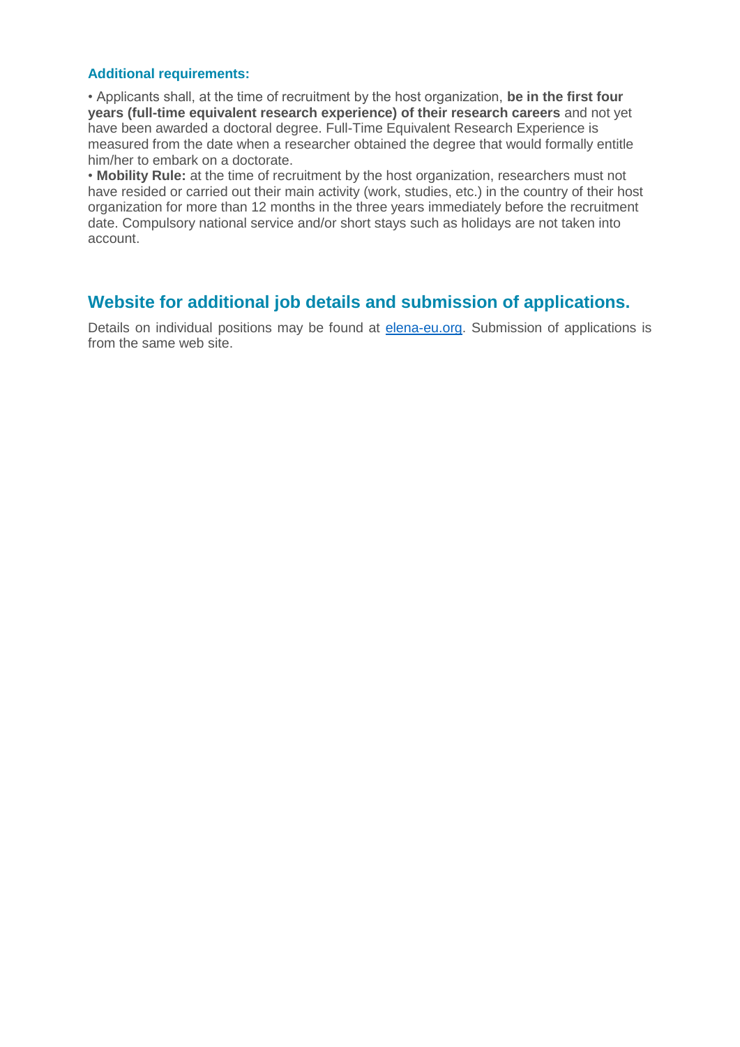### Additional requirements:

• Applicants shall, at the time of recruitment by the host organization, **be in the first four years (full-time equivalent research experience) of their research careers** and not yet have been awarded a doctoral degree. Full-Time Equivalent Research Experience is measured from the date when a researcher obtained the degree that would formally entitle him/her to embark on a doctorate.

• **Mobility Rule:** at the time of recruitment by the host organization, researchers must not have resided or carried out their main activity (work, studies, etc.) in the country of their host organization for more than 12 months in the three years immediately before the recruitment date. Compulsory national service and/or short stays such as holidays are not taken into account.

## Website for additional job details and submission of applications.

Details on individual positions may be found at [elena-eu.org](elena-eu.org). Submission of applications is from the same web site.